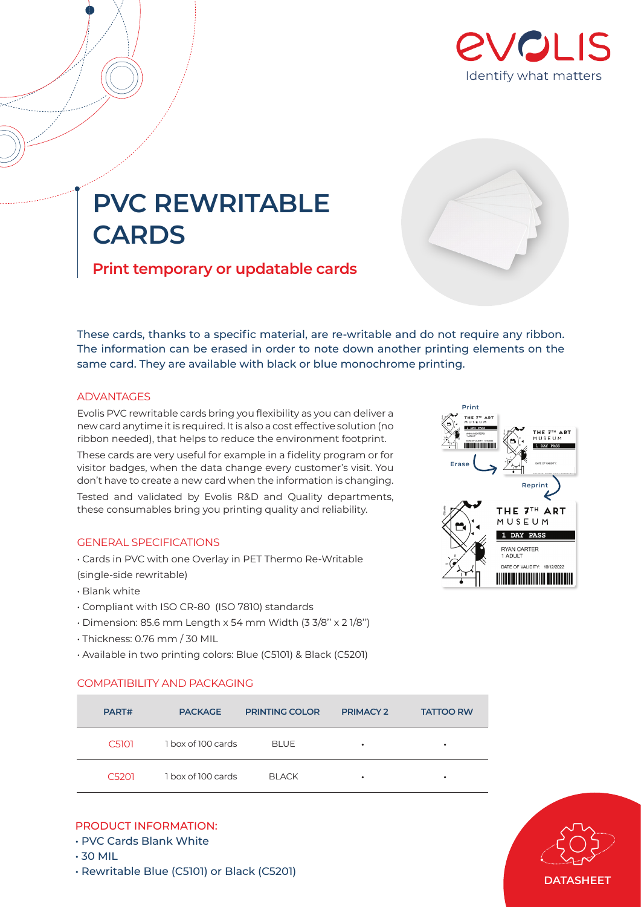# PVC REWRITABLE CARDS

## Print temporary or updatable cards

These cards, thanks to a specific material, are re-writable and do not require any ribbon. The information can be erased in order to note down another printing elements on the same card. They are available with black or blue monochrome printing.

### ADVANTAGES

Evolis PVC rewritable cards bring you flexibility as you can deliver a new card anytime it is required. It is also a cost effective solution (no ribbon needed), that helps to reduce the environment footprint.

These cards are very useful for example in a fidelity program or for visitor badges, when the data change every customer's visit. You don't have to create a new card when the information is changing.

Tested and validated by Evolis R&D and Quality departments, these consumables bring you printing quality and reliability.

### GENERAL SPECIFICATIONS

- Cards in PVC with one Overlay in PET Thermo Re-Writable (single-side rewritable)
- Blank white
- Compliant with ISO CR-80 (ISO 7810) standards
- Dimension: 85.6 mm Length x 54 mm Width (3 3/8'' x 2 1/8'')
- Thickness: 0.76 mm / 30 MIL
- Available in two printing colors: Blue (C5101) & Black (C5201)

### COMPATIBILITY AND PACKAGING

| PART# | PACKAGE | PRINTING COLOR | PRIMACY 2 | TATTOO RW |
|---|---|---|---|---|
| C5101 | 1 box of 100 cards | BLUE | • | • |
| C5201 | 1 box of 100 cards | BLACK | • | • |

### PRODUCT INFORMATION:

- PVC Cards Blank White
- 30 MIL
- Rewritable Blue (C5101) or Black (C5201)

DATASHEET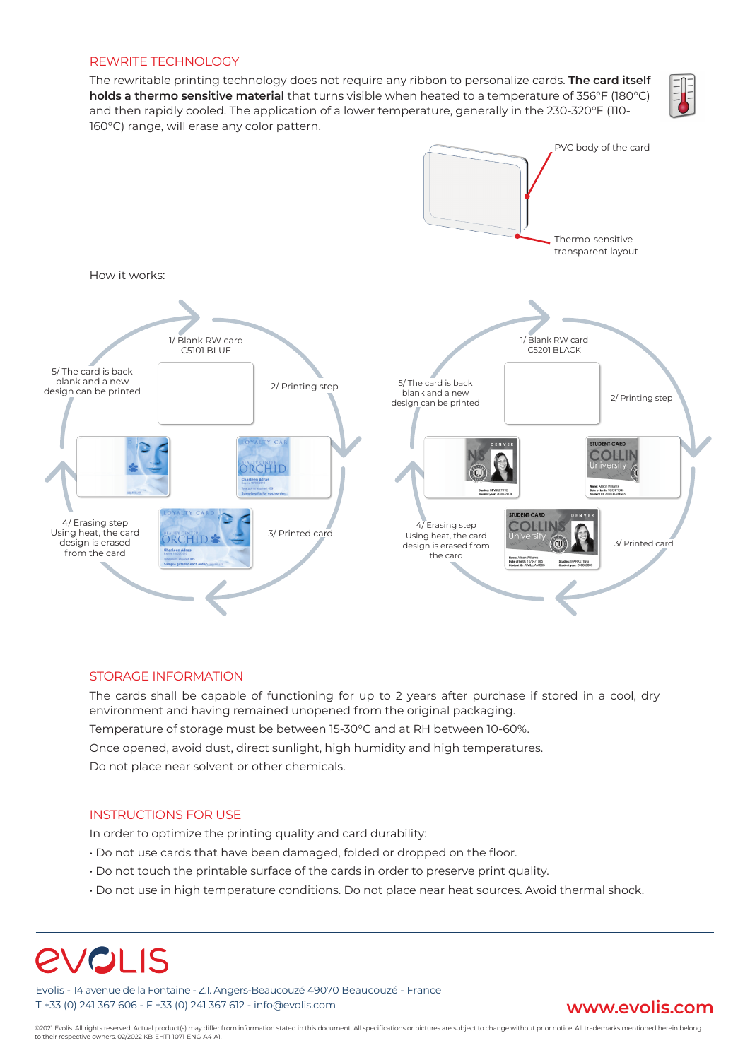## REWRITE TECHNOLOGY

The rewritable printing technology does not require any ribbon to personalize cards. **The card itself holds a thermo sensitive material** that turns visible when heated to a temperature of 356°F (180°C) and then rapidly cooled. The application of a lower temperature, generally in the 230-320°F (110-160°C) range, will erase any color pattern.

PVC body of the card

Thermo-sensitive transparent layout

How it works:

1/ Blank RW card C5101 BLUE

2/ Printing step

3/ Printed card

4/ Erasing step Using heat, the card design is erased from the card

5/ The card is back blank and a new design can be printed

1/ Blank RW card C5201 BLACK

2/ Printing step

3/ Printed card

4/ Erasing step Using heat, the card design is erased from the card

5/ The card is back blank and a new design can be printed

## STORAGE INFORMATION

The cards shall be capable of functioning for up to 2 years after purchase if stored in a cool, dry environment and having remained unopened from the original packaging.

Temperature of storage must be between 15-30°C and at RH between 10-60%.

Once opened, avoid dust, direct sunlight, high humidity and high temperatures.

Do not place near solvent or other chemicals.

## INSTRUCTIONS FOR USE

In order to optimize the printing quality and card durability:

- Do not use cards that have been damaged, folded or dropped on the floor.
- Do not touch the printable surface of the cards in order to preserve print quality.
- Do not use in high temperature conditions. Do not place near heat sources. Avoid thermal shock.

EVOLIS

Evolis - 14 avenue de la Fontaine - Z.I. Angers-Beaucouzé 49070 Beaucouzé - France
T +33 (0) 241 367 606 - F +33 (0) 241 367 612 - info@evolis.com

www.evolis.com

©2021 Evolis. All rights reserved. Actual product(s) may differ from information stated in this document. All specifications or pictures are subject to change without prior notice. All trademarks mentioned herein belong to their respective owners. 02/2022 KB-EHT1-1071-ENG-A4-A1.